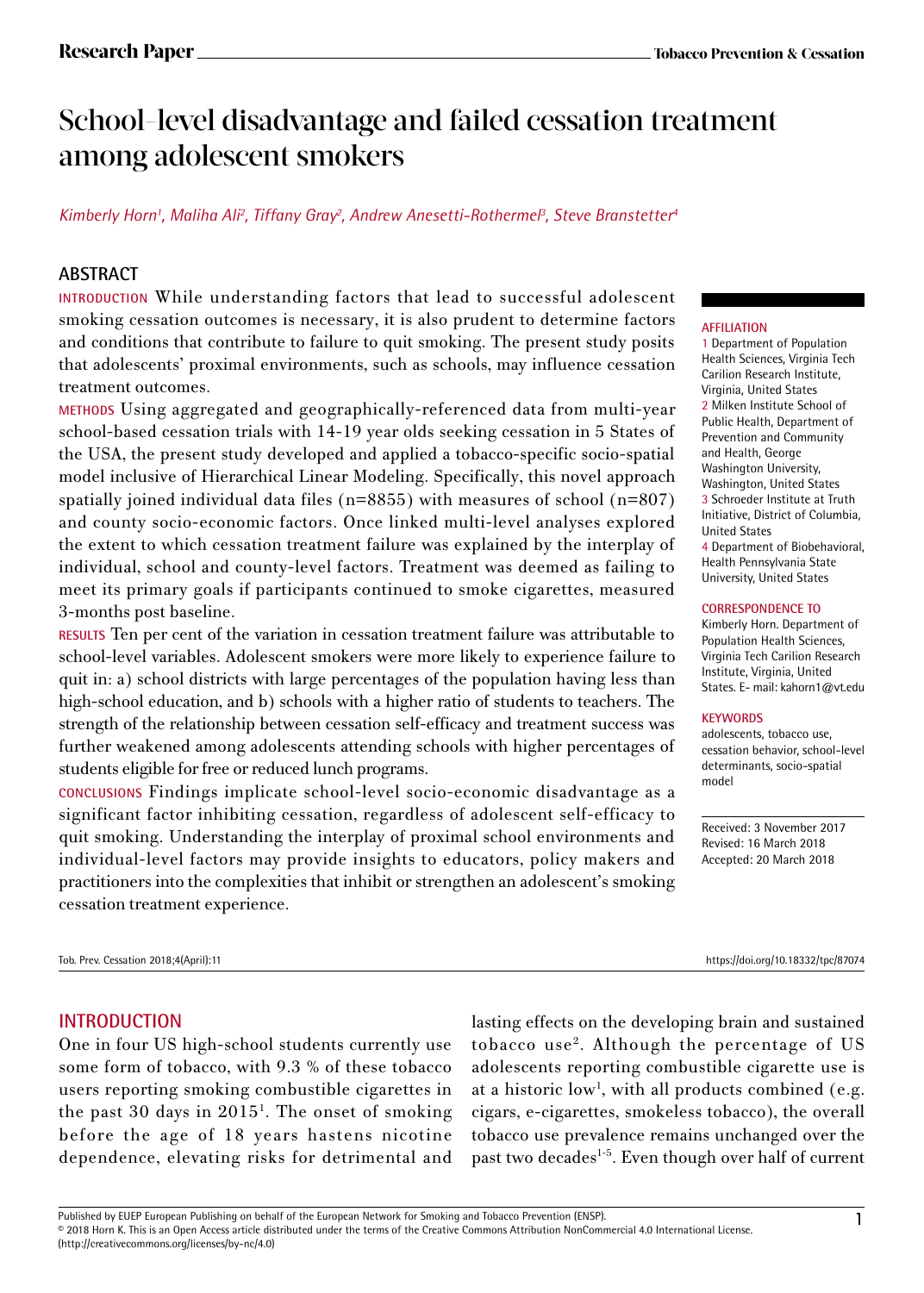# School-level disadvantage and failed cessation treatment among adolescent smokers

*Kimberly Horn[1], Maliha Ali[2], Tiffany Gray[2], Andrew Anesetti-Rothermel[3], Steve Branstetter[4]*

## ABSTRACT

**INTRODUCTION** While understanding factors that lead to successful adolescent smoking cessation outcomes is necessary, it is also prudent to determine factors and conditions that contribute to failure to quit smoking. The present study posits that adolescents' proximal environments, such as schools, may influence cessation treatment outcomes.

**METHODS** Using aggregated and geographically-referenced data from multi-year school-based cessation trials with 14-19 year olds seeking cessation in 5 States of the USA, the present study developed and applied a tobacco-specific socio-spatial model inclusive of Hierarchical Linear Modeling. Specifically, this novel approach spatially joined individual data files (n=8855) with measures of school (n=807) and county socio-economic factors. Once linked multi-level analyses explored the extent to which cessation treatment failure was explained by the interplay of individual, school and county-level factors. Treatment was deemed as failing to meet its primary goals if participants continued to smoke cigarettes, measured 3-months post baseline.

**RESULTS** Ten per cent of the variation in cessation treatment failure was attributable to school-level variables. Adolescent smokers were more likely to experience failure to quit in: a) school districts with large percentages of the population having less than high-school education, and b) schools with a higher ratio of students to teachers. The strength of the relationship between cessation self-efficacy and treatment success was further weakened among adolescents attending schools with higher percentages of students eligible for free or reduced lunch programs.

**CONCLUSIONS** Findings implicate school-level socio-economic disadvantage as a significant factor inhibiting cessation, regardless of adolescent self-efficacy to quit smoking. Understanding the interplay of proximal school environments and individual-level factors may provide insights to educators, policy makers and practitioners into the complexities that inhibit or strengthen an adolescent's smoking cessation treatment experience.

**AFFILIATION**

1 Department of Population Health Sciences, Virginia Tech Carilion Research Institute, Virginia, United States

2 Milken Institute School of Public Health, Department of Prevention and Community and Health, George Washington University, Washington, United States

3 Schroeder Institute at Truth Initiative, District of Columbia, United States

4 Department of Biobehavioral, Health Pennsylvania State University, United States

**CORRESPONDENCE TO**

Kimberly Horn. Department of Population Health Sciences, Virginia Tech Carilion Research Institute, Virginia, United States. E- mail: kahorn1@vt.edu

**KEYWORDS**

adolescents, tobacco use, cessation behavior, school-level determinants, socio-spatial model

Received: 3 November 2017
Revised: 16 March 2018
Accepted: 20 March 2018

Tob. Prev. Cessation 2018;4(April):11 https://doi.org/10.18332/tpc/87074

## INTRODUCTION

One in four US high-school students currently use some form of tobacco, with 9.3 % of these tobacco users reporting smoking combustible cigarettes in the past 30 days in 2015[1]. The onset of smoking before the age of 18 years hastens nicotine dependence, elevating risks for detrimental and lasting effects on the developing brain and sustained tobacco use[2]. Although the percentage of US adolescents reporting combustible cigarette use is at a historic low[1], with all products combined (e.g. cigars, e-cigarettes, smokeless tobacco), the overall tobacco use prevalence remains unchanged over the past two decades[1-5]. Even though over half of current

Published by EUEP European Publishing on behalf of the European Network for Smoking and Tobacco Prevention (ENSP).
© 2018 Horn K. This is an Open Access article distributed under the terms of the Creative Commons Attribution NonCommercial 4.0 International License. (http://creativecommons.org/licenses/by-nc/4.0)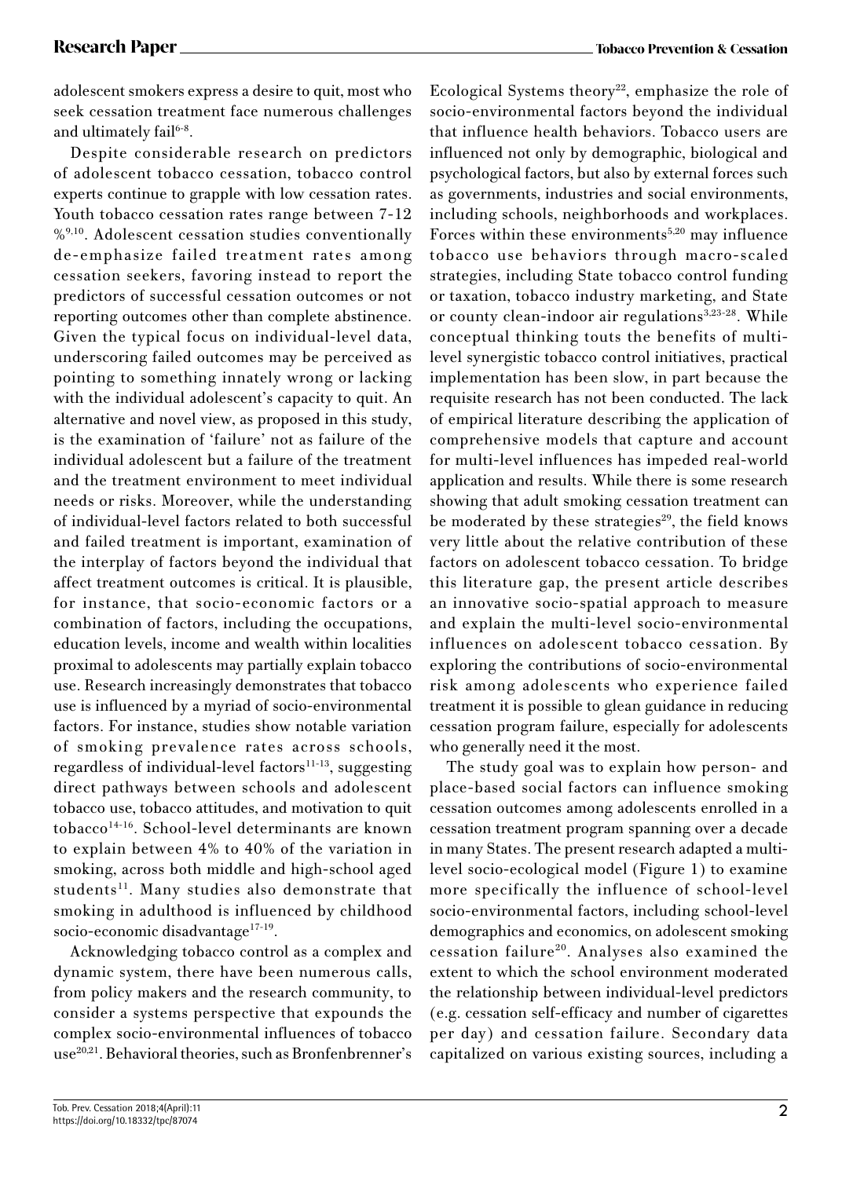adolescent smokers express a desire to quit, most who seek cessation treatment face numerous challenges and ultimately fail[6-8].

Despite considerable research on predictors of adolescent tobacco cessation, tobacco control experts continue to grapple with low cessation rates. Youth tobacco cessation rates range between 7-12 %[9,10]. Adolescent cessation studies conventionally de-emphasize failed treatment rates among cessation seekers, favoring instead to report the predictors of successful cessation outcomes or not reporting outcomes other than complete abstinence. Given the typical focus on individual-level data, underscoring failed outcomes may be perceived as pointing to something innately wrong or lacking with the individual adolescent's capacity to quit. An alternative and novel view, as proposed in this study, is the examination of 'failure' not as failure of the individual adolescent but a failure of the treatment and the treatment environment to meet individual needs or risks. Moreover, while the understanding of individual-level factors related to both successful and failed treatment is important, examination of the interplay of factors beyond the individual that affect treatment outcomes is critical. It is plausible, for instance, that socio-economic factors or a combination of factors, including the occupations, education levels, income and wealth within localities proximal to adolescents may partially explain tobacco use. Research increasingly demonstrates that tobacco use is influenced by a myriad of socio-environmental factors. For instance, studies show notable variation of smoking prevalence rates across schools, regardless of individual-level factors[11-13], suggesting direct pathways between schools and adolescent tobacco use, tobacco attitudes, and motivation to quit tobacco[14-16]. School-level determinants are known to explain between 4% to 40% of the variation in smoking, across both middle and high-school aged students[11]. Many studies also demonstrate that smoking in adulthood is influenced by childhood socio-economic disadvantage[17-19].

Acknowledging tobacco control as a complex and dynamic system, there have been numerous calls, from policy makers and the research community, to consider a systems perspective that expounds the complex socio-environmental influences of tobacco use[20,21]. Behavioral theories, such as Bronfenbrenner's Ecological Systems theory[22], emphasize the role of socio-environmental factors beyond the individual that influence health behaviors. Tobacco users are influenced not only by demographic, biological and psychological factors, but also by external forces such as governments, industries and social environments, including schools, neighborhoods and workplaces. Forces within these environments[5,20] may influence tobacco use behaviors through macro-scaled strategies, including State tobacco control funding or taxation, tobacco industry marketing, and State or county clean-indoor air regulations[3,23-28]. While conceptual thinking touts the benefits of multi-level synergistic tobacco control initiatives, practical implementation has been slow, in part because the requisite research has not been conducted. The lack of empirical literature describing the application of comprehensive models that capture and account for multi-level influences has impeded real-world application and results. While there is some research showing that adult smoking cessation treatment can be moderated by these strategies[29], the field knows very little about the relative contribution of these factors on adolescent tobacco cessation. To bridge this literature gap, the present article describes an innovative socio-spatial approach to measure and explain the multi-level socio-environmental influences on adolescent tobacco cessation. By exploring the contributions of socio-environmental risk among adolescents who experience failed treatment it is possible to glean guidance in reducing cessation program failure, especially for adolescents who generally need it the most.

The study goal was to explain how person- and place-based social factors can influence smoking cessation outcomes among adolescents enrolled in a cessation treatment program spanning over a decade in many States. The present research adapted a multi-level socio-ecological model (Figure 1) to examine more specifically the influence of school-level socio-environmental factors, including school-level demographics and economics, on adolescent smoking cessation failure[20]. Analyses also examined the extent to which the school environment moderated the relationship between individual-level predictors (e.g. cessation self-efficacy and number of cigarettes per day) and cessation failure. Secondary data capitalized on various existing sources, including a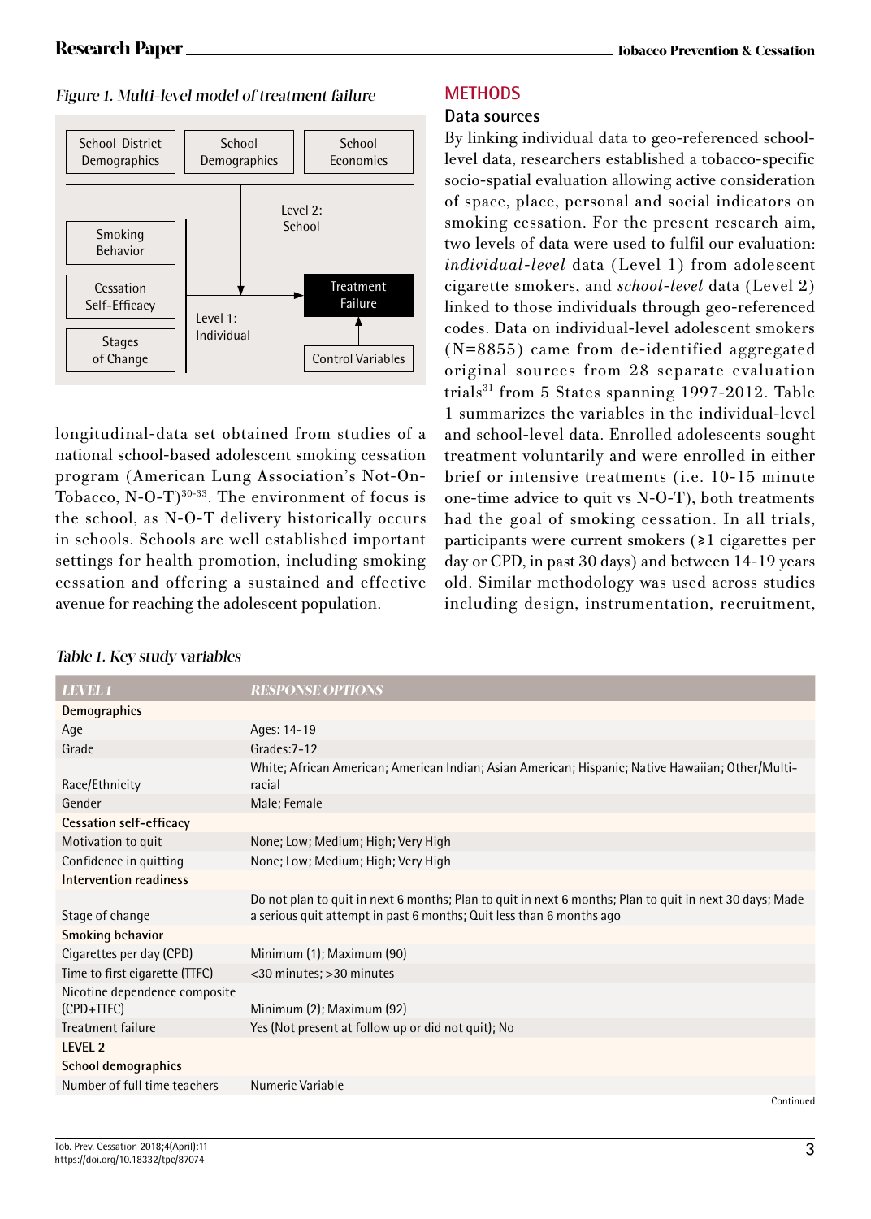*Figure 1. Multi-level model of treatment failure*

| School District Demographics | School Demographics | School Economics |
|---|---|---|

Level 2: School

Smoking Behavior

Cessation Self-Efficacy

Stages of Change

Level 1: Individual

Treatment Failure

Control Variables

longitudinal-data set obtained from studies of a national school-based adolescent smoking cessation program (American Lung Association's Not-On-Tobacco, N-O-T)[30-33]. The environment of focus is the school, as N-O-T delivery historically occurs in schools. Schools are well established important settings for health promotion, including smoking cessation and offering a sustained and effective avenue for reaching the adolescent population.

## METHODS

### Data sources

By linking individual data to geo-referenced school-level data, researchers established a tobacco-specific socio-spatial evaluation allowing active consideration of space, place, personal and social indicators on smoking cessation. For the present research aim, two levels of data were used to fulfil our evaluation: *individual-level* data (Level 1) from adolescent cigarette smokers, and *school-level* data (Level 2) linked to those individuals through geo-referenced codes. Data on individual-level adolescent smokers (N=8855) came from de-identified aggregated original sources from 28 separate evaluation trials[31] from 5 States spanning 1997-2012. Table 1 summarizes the variables in the individual-level and school-level data. Enrolled adolescents sought treatment voluntarily and were enrolled in either brief or intensive treatments (i.e. 10-15 minute one-time advice to quit vs N-O-T), both treatments had the goal of smoking cessation. In all trials, participants were current smokers (≥1 cigarettes per day or CPD, in past 30 days) and between 14-19 years old. Similar methodology was used across studies including design, instrumentation, recruitment,

*Table 1. Key study variables*

| *LEVEL 1* | *RESPONSE OPTIONS* |
|---|---|
| **Demographics** | |
| Age | Ages: 14-19 |
| Grade | Grades:7-12 |
| Race/Ethnicity | White; African American; American Indian; Asian American; Hispanic; Native Hawaiian; Other/Multi-racial |
| Gender | Male; Female |
| **Cessation self-efficacy** | |
| Motivation to quit | None; Low; Medium; High; Very High |
| Confidence in quitting | None; Low; Medium; High; Very High |
| **Intervention readiness** | |
| Stage of change | Do not plan to quit in next 6 months; Plan to quit in next 6 months; Plan to quit in next 30 days; Made a serious quit attempt in past 6 months; Quit less than 6 months ago |
| **Smoking behavior** | |
| Cigarettes per day (CPD) | Minimum (1); Maximum (90) |
| Time to first cigarette (TTFC) | <30 minutes; >30 minutes |
| Nicotine dependence composite (CPD+TTFC) | Minimum (2); Maximum (92) |
| Treatment failure | Yes (Not present at follow up or did not quit); No |
| **LEVEL 2** | |
| **School demographics** | |
| Number of full time teachers | Numeric Variable |

Continued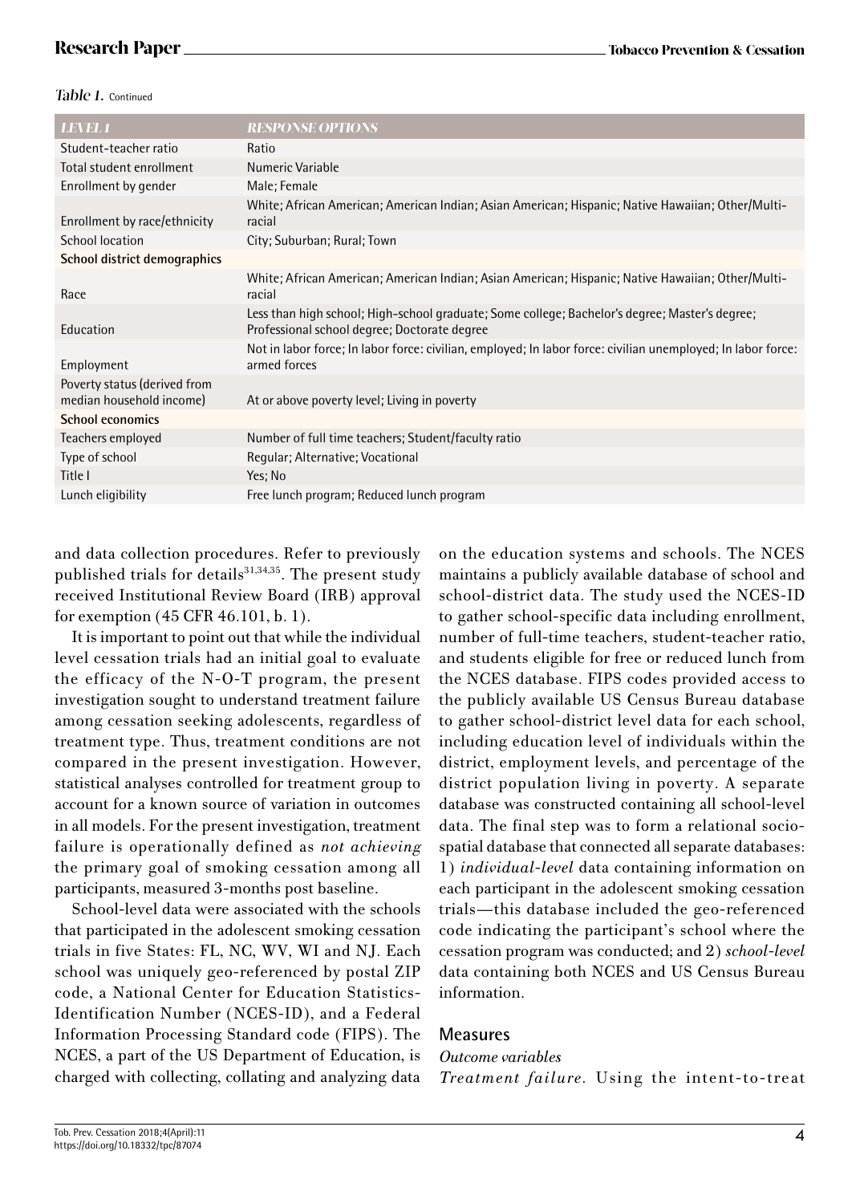*Table 1.* Continued

| *LEVEL 1* | *RESPONSE OPTIONS* |
|---|---|
| Student-teacher ratio | Ratio |
| Total student enrollment | Numeric Variable |
| Enrollment by gender | Male; Female |
| Enrollment by race/ethnicity | White; African American; American Indian; Asian American; Hispanic; Native Hawaiian; Other/Multi-racial |
| School location | City; Suburban; Rural; Town |
| **School district demographics** | |
| Race | White; African American; American Indian; Asian American; Hispanic; Native Hawaiian; Other/Multi-racial |
| Education | Less than high school; High-school graduate; Some college; Bachelor's degree; Master's degree; Professional school degree; Doctorate degree |
| Employment | Not in labor force; In labor force: civilian, employed; In labor force: civilian unemployed; In labor force: armed forces |
| Poverty status (derived from median household income) | At or above poverty level; Living in poverty |
| **School economics** | |
| Teachers employed | Number of full time teachers; Student/faculty ratio |
| Type of school | Regular; Alternative; Vocational |
| Title I | Yes; No |
| Lunch eligibility | Free lunch program; Reduced lunch program |

and data collection procedures. Refer to previously published trials for details[31,34,35]. The present study received Institutional Review Board (IRB) approval for exemption (45 CFR 46.101, b. 1).

It is important to point out that while the individual level cessation trials had an initial goal to evaluate the efficacy of the N-O-T program, the present investigation sought to understand treatment failure among cessation seeking adolescents, regardless of treatment type. Thus, treatment conditions are not compared in the present investigation. However, statistical analyses controlled for treatment group to account for a known source of variation in outcomes in all models. For the present investigation, treatment failure is operationally defined as *not achieving* the primary goal of smoking cessation among all participants, measured 3-months post baseline.

School-level data were associated with the schools that participated in the adolescent smoking cessation trials in five States: FL, NC, WV, WI and NJ. Each school was uniquely geo-referenced by postal ZIP code, a National Center for Education Statistics-Identification Number (NCES-ID), and a Federal Information Processing Standard code (FIPS). The NCES, a part of the US Department of Education, is charged with collecting, collating and analyzing data on the education systems and schools. The NCES maintains a publicly available database of school and school-district data. The study used the NCES-ID to gather school-specific data including enrollment, number of full-time teachers, student-teacher ratio, and students eligible for free or reduced lunch from the NCES database. FIPS codes provided access to the publicly available US Census Bureau database to gather school-district level data for each school, including education level of individuals within the district, employment levels, and percentage of the district population living in poverty. A separate database was constructed containing all school-level data. The final step was to form a relational socio-spatial database that connected all separate databases: 1) *individual-level* data containing information on each participant in the adolescent smoking cessation trials—this database included the geo-referenced code indicating the participant's school where the cessation program was conducted; and 2) *school-level* data containing both NCES and US Census Bureau information.

## Measures

*Outcome variables*

*Treatment failure.* Using the intent-to-treat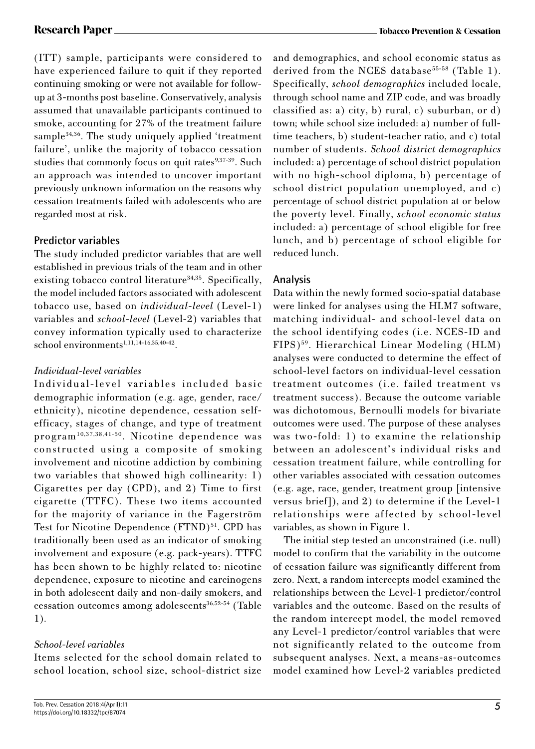(ITT) sample, participants were considered to have experienced failure to quit if they reported continuing smoking or were not available for follow-up at 3-months post baseline. Conservatively, analysis assumed that unavailable participants continued to smoke, accounting for 27% of the treatment failure sample[34,36]. The study uniquely applied 'treatment failure', unlike the majority of tobacco cessation studies that commonly focus on quit rates[9,37-39]. Such an approach was intended to uncover important previously unknown information on the reasons why cessation treatments failed with adolescents who are regarded most at risk.

## Predictor variables

The study included predictor variables that are well established in previous trials of the team and in other existing tobacco control literature[34,35]. Specifically, the model included factors associated with adolescent tobacco use, based on *individual-level* (Level-1) variables and *school-level* (Level-2) variables that convey information typically used to characterize school environments[1,11,14-16,35,40-42].

### *Individual-level variables*

Individual-level variables included basic demographic information (e.g. age, gender, race/ethnicity), nicotine dependence, cessation self-efficacy, stages of change, and type of treatment program[10,37,38,41-50]. Nicotine dependence was constructed using a composite of smoking involvement and nicotine addiction by combining two variables that showed high collinearity: 1) Cigarettes per day (CPD), and 2) Time to first cigarette (TTFC). These two items accounted for the majority of variance in the Fagerström Test for Nicotine Dependence (FTND)[51]. CPD has traditionally been used as an indicator of smoking involvement and exposure (e.g. pack-years). TTFC has been shown to be highly related to: nicotine dependence, exposure to nicotine and carcinogens in both adolescent daily and non-daily smokers, and cessation outcomes among adolescents[36,52-54] (Table 1).

### *School-level variables*

Items selected for the school domain related to school location, school size, school-district size and demographics, and school economic status as derived from the NCES database[55-58] (Table 1). Specifically, *school demographics* included locale, through school name and ZIP code, and was broadly classified as: a) city, b) rural, c) suburban, or d) town; while school size included: a) number of full-time teachers, b) student-teacher ratio, and c) total number of students. *School district demographics* included: a) percentage of school district population with no high-school diploma, b) percentage of school district population unemployed, and c) percentage of school district population at or below the poverty level. Finally, *school economic status* included: a) percentage of school eligible for free lunch, and b) percentage of school eligible for reduced lunch.

## Analysis

Data within the newly formed socio-spatial database were linked for analyses using the HLM7 software, matching individual- and school-level data on the school identifying codes (i.e. NCES-ID and FIPS)[59]. Hierarchical Linear Modeling (HLM) analyses were conducted to determine the effect of school-level factors on individual-level cessation treatment outcomes (i.e. failed treatment vs treatment success). Because the outcome variable was dichotomous, Bernoulli models for bivariate outcomes were used. The purpose of these analyses was two-fold: 1) to examine the relationship between an adolescent's individual risks and cessation treatment failure, while controlling for other variables associated with cessation outcomes (e.g. age, race, gender, treatment group [intensive versus brief]), and 2) to determine if the Level-1 relationships were affected by school-level variables, as shown in Figure 1.

The initial step tested an unconstrained (i.e. null) model to confirm that the variability in the outcome of cessation failure was significantly different from zero. Next, a random intercepts model examined the relationships between the Level-1 predictor/control variables and the outcome. Based on the results of the random intercept model, the model removed any Level-1 predictor/control variables that were not significantly related to the outcome from subsequent analyses. Next, a means-as-outcomes model examined how Level-2 variables predicted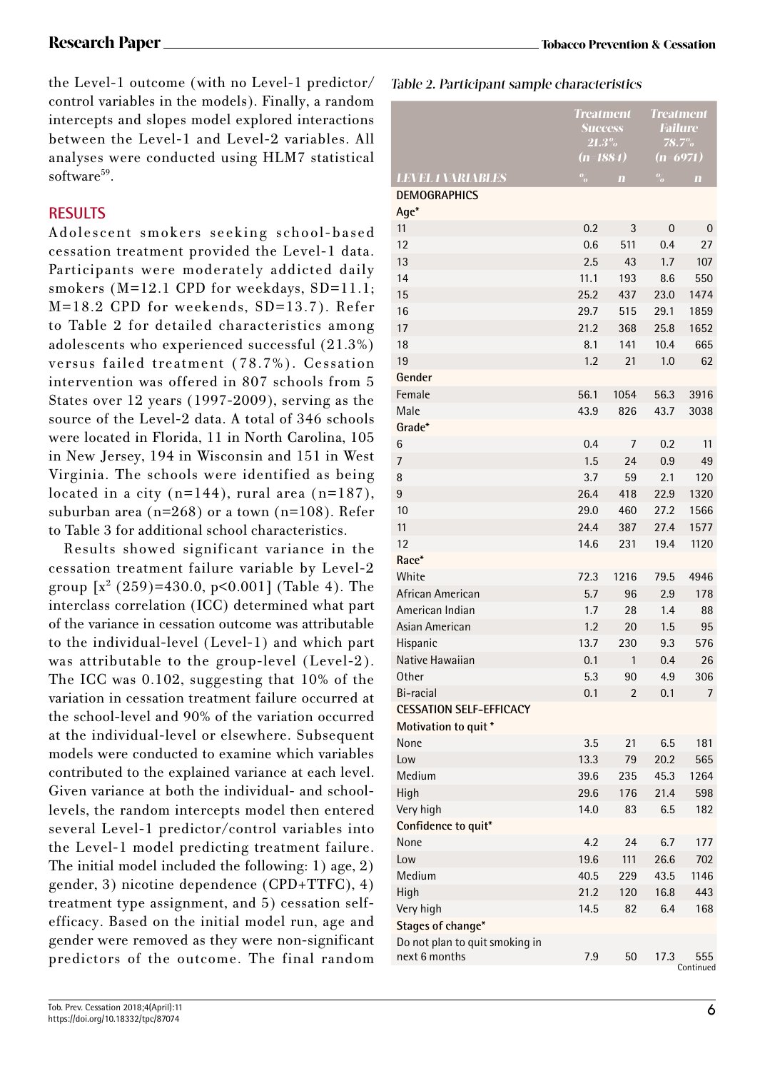the Level-1 outcome (with no Level-1 predictor/control variables in the models). Finally, a random intercepts and slopes model explored interactions between the Level-1 and Level-2 variables. All analyses were conducted using HLM7 statistical software[59].

## RESULTS

Adolescent smokers seeking school-based cessation treatment provided the Level-1 data. Participants were moderately addicted daily smokers (M=12.1 CPD for weekdays, SD=11.1; M=18.2 CPD for weekends, SD=13.7). Refer to Table 2 for detailed characteristics among adolescents who experienced successful (21.3%) versus failed treatment (78.7%). Cessation intervention was offered in 807 schools from 5 States over 12 years (1997-2009), serving as the source of the Level-2 data. A total of 346 schools were located in Florida, 11 in North Carolina, 105 in New Jersey, 194 in Wisconsin and 151 in West Virginia. The schools were identified as being located in a city (n=144), rural area (n=187), suburban area (n=268) or a town (n=108). Refer to Table 3 for additional school characteristics.

Results showed significant variance in the cessation treatment failure variable by Level-2 group [$x^2$ (259)=430.0, p<0.001] (Table 4). The interclass correlation (ICC) determined what part of the variance in cessation outcome was attributable to the individual-level (Level-1) and which part was attributable to the group-level (Level-2). The ICC was 0.102, suggesting that 10% of the variation in cessation treatment failure occurred at the school-level and 90% of the variation occurred at the individual-level or elsewhere. Subsequent models were conducted to examine which variables contributed to the explained variance at each level. Given variance at both the individual- and school-levels, the random intercepts model then entered several Level-1 predictor/control variables into the Level-1 model predicting treatment failure. The initial model included the following: 1) age, 2) gender, 3) nicotine dependence (CPD+TTFC), 4) treatment type assignment, and 5) cessation self-efficacy. Based on the initial model run, age and gender were removed as they were non-significant predictors of the outcome. The final random

*Table 2. Participant sample characteristics*

| | Treatment Success 21.3% (n=1884) | | Treatment Failure 78.7% (n=6971) | |
|---|---|---|---|---|
| **LEVEL 1 VARIABLES** | % | n | % | n |
| **DEMOGRAPHICS** | | | | |
| **Age*** | | | | |
| 11 | 0.2 | 3 | 0 | 0 |
| 12 | 0.6 | 511 | 0.4 | 27 |
| 13 | 2.5 | 43 | 1.7 | 107 |
| 14 | 11.1 | 193 | 8.6 | 550 |
| 15 | 25.2 | 437 | 23.0 | 1474 |
| 16 | 29.7 | 515 | 29.1 | 1859 |
| 17 | 21.2 | 368 | 25.8 | 1652 |
| 18 | 8.1 | 141 | 10.4 | 665 |
| 19 | 1.2 | 21 | 1.0 | 62 |
| **Gender** | | | | |
| Female | 56.1 | 1054 | 56.3 | 3916 |
| Male | 43.9 | 826 | 43.7 | 3038 |
| **Grade*** | | | | |
| 6 | 0.4 | 7 | 0.2 | 11 |
| 7 | 1.5 | 24 | 0.9 | 49 |
| 8 | 3.7 | 59 | 2.1 | 120 |
| 9 | 26.4 | 418 | 22.9 | 1320 |
| 10 | 29.0 | 460 | 27.2 | 1566 |
| 11 | 24.4 | 387 | 27.4 | 1577 |
| 12 | 14.6 | 231 | 19.4 | 1120 |
| **Race*** | | | | |
| White | 72.3 | 1216 | 79.5 | 4946 |
| African American | 5.7 | 96 | 2.9 | 178 |
| American Indian | 1.7 | 28 | 1.4 | 88 |
| Asian American | 1.2 | 20 | 1.5 | 95 |
| Hispanic | 13.7 | 230 | 9.3 | 576 |
| Native Hawaiian | 0.1 | 1 | 0.4 | 26 |
| Other | 5.3 | 90 | 4.9 | 306 |
| Bi-racial | 0.1 | 2 | 0.1 | 7 |
| **CESSATION SELF-EFFICACY** | | | | |
| **Motivation to quit*** | | | | |
| None | 3.5 | 21 | 6.5 | 181 |
| Low | 13.3 | 79 | 20.2 | 565 |
| Medium | 39.6 | 235 | 45.3 | 1264 |
| High | 29.6 | 176 | 21.4 | 598 |
| Very high | 14.0 | 83 | 6.5 | 182 |
| **Confidence to quit*** | | | | |
| None | 4.2 | 24 | 6.7 | 177 |
| Low | 19.6 | 111 | 26.6 | 702 |
| Medium | 40.5 | 229 | 43.5 | 1146 |
| High | 21.2 | 120 | 16.8 | 443 |
| Very high | 14.5 | 82 | 6.4 | 168 |
| **Stages of change*** | | | | |
| Do not plan to quit smoking in next 6 months | 7.9 | 50 | 17.3 | 555 |

Continued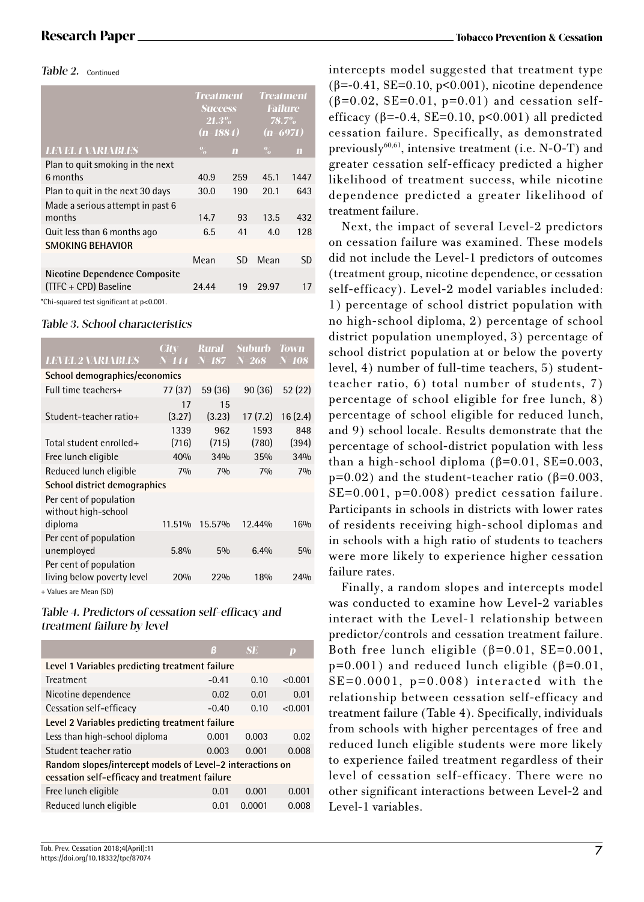Table 2. Continued

| | Treatment Success 21.3% (n=1884) | | Treatment Failure 78.7% (n=6971) | |
|---|---|---|---|---|
| **LEVEL 1 VARIABLES** | % | n | % | n |
| Plan to quit smoking in the next 6 months | 40.9 | 259 | 45.1 | 1447 |
| Plan to quit in the next 30 days | 30.0 | 190 | 20.1 | 643 |
| Made a serious attempt in past 6 months | 14.7 | 93 | 13.5 | 432 |
| Quit less than 6 months ago | 6.5 | 41 | 4.0 | 128 |
| **SMOKING BEHAVIOR** | | | | |
| | Mean | SD | Mean | SD |
| **Nicotine Dependence Composite** (TTFC + CPD) Baseline | 24.44 | 19 | 29.97 | 17 |

*Chi-squared test significant at $p<0.001$.

Table 3. School characteristics

| LEVEL 2 VARIABLES | City N=144 | Rural N=187 | Suburb N=268 | Town N=108 |
|---|---|---|---|---|
| **School demographics/economics** | | | | |
| Full time teachers+ | 77 (37) | 59 (36) | 90 (36) | 52 (22) |
| Student-teacher ratio+ | 17 (3.27) | 15 (3.23) | 17 (7.2) | 16 (2.4) |
| Total student enrolled+ | 1339 (716) | 962 (715) | 1593 (780) | 848 (394) |
| Free lunch eligible | 40% | 34% | 35% | 34% |
| Reduced lunch eligible | 7% | 7% | 7% | 7% |
| **School district demographics** | | | | |
| Per cent of population without high-school diploma | 11.51% | 15.57% | 12.44% | 16% |
| Per cent of population unemployed | 5.8% | 5% | 6.4% | 5% |
| Per cent of population living below poverty level | 20% | 22% | 18% | 24% |

+ Values are Mean (SD)

Table 4. Predictors of cessation self-efficacy and treatment failure by level

| | β | SE | p |
|---|---|---|---|
| **Level 1 Variables predicting treatment failure** | | | |
| Treatment | -0.41 | 0.10 | <0.001 |
| Nicotine dependence | 0.02 | 0.01 | 0.01 |
| Cessation self-efficacy | -0.40 | 0.10 | <0.001 |
| **Level 2 Variables predicting treatment failure** | | | |
| Less than high-school diploma | 0.001 | 0.003 | 0.02 |
| Student teacher ratio | 0.003 | 0.001 | 0.008 |
| **Random slopes/intercept models of Level-2 interactions on cessation self-efficacy and treatment failure** | | | |
| Free lunch eligible | 0.01 | 0.001 | 0.001 |
| Reduced lunch eligible | 0.01 | 0.0001 | 0.008 |

intercepts model suggested that treatment type ($\beta=-0.41$, SE=0.10, $p<0.001$), nicotine dependence ($\beta=0.02$, SE=0.01, $p=0.01$) and cessation self-efficacy ($\beta=-0.4$, SE=0.10, $p<0.001$) all predicted cessation failure. Specifically, as demonstrated previously[60,61], intensive treatment (i.e. N-O-T) and greater cessation self-efficacy predicted a higher likelihood of treatment success, while nicotine dependence predicted a greater likelihood of treatment failure.

Next, the impact of several Level-2 predictors on cessation failure was examined. These models did not include the Level-1 predictors of outcomes (treatment group, nicotine dependence, or cessation self-efficacy). Level-2 model variables included: 1) percentage of school district population with no high-school diploma, 2) percentage of school district population unemployed, 3) percentage of school district population at or below the poverty level, 4) number of full-time teachers, 5) student-teacher ratio, 6) total number of students, 7) percentage of school eligible for free lunch, 8) percentage of school eligible for reduced lunch, and 9) school locale. Results demonstrate that the percentage of school-district population with less than a high-school diploma ($\beta=0.01$, SE=0.003, $p=0.02$) and the student-teacher ratio ($\beta=0.003$, SE=0.001, $p=0.008$) predict cessation failure. Participants in schools in districts with lower rates of residents receiving high-school diplomas and in schools with a high ratio of students to teachers were more likely to experience higher cessation failure rates.

Finally, a random slopes and intercepts model was conducted to examine how Level-2 variables interact with the Level-1 relationship between predictor/controls and cessation treatment failure. Both free lunch eligible ($\beta=0.01$, SE=0.001, $p=0.001$) and reduced lunch eligible ($\beta=0.01$, SE=0.0001, $p=0.008$) interacted with the relationship between cessation self-efficacy and treatment failure (Table 4). Specifically, individuals from schools with higher percentages of free and reduced lunch eligible students were more likely to experience failed treatment regardless of their level of cessation self-efficacy. There were no other significant interactions between Level-2 and Level-1 variables.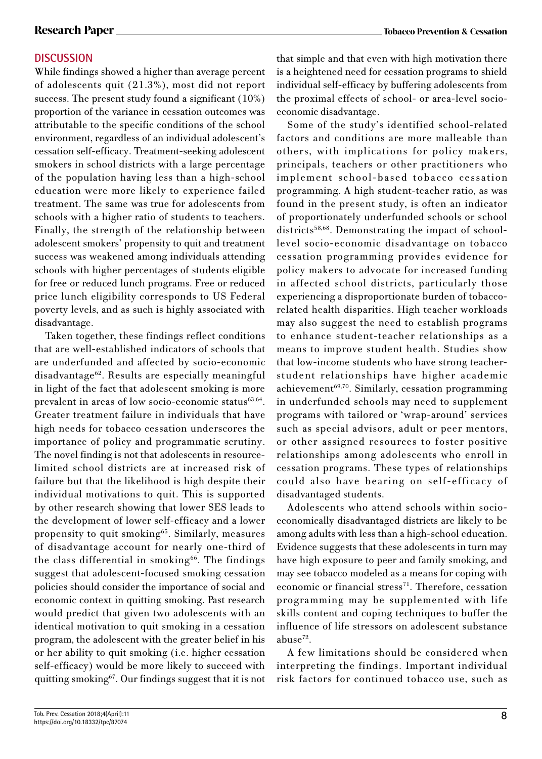## DISCUSSION

While findings showed a higher than average percent of adolescents quit (21.3%), most did not report success. The present study found a significant (10%) proportion of the variance in cessation outcomes was attributable to the specific conditions of the school environment, regardless of an individual adolescent's cessation self-efficacy. Treatment-seeking adolescent smokers in school districts with a large percentage of the population having less than a high-school education were more likely to experience failed treatment. The same was true for adolescents from schools with a higher ratio of students to teachers. Finally, the strength of the relationship between adolescent smokers' propensity to quit and treatment success was weakened among individuals attending schools with higher percentages of students eligible for free or reduced lunch programs. Free or reduced price lunch eligibility corresponds to US Federal poverty levels, and as such is highly associated with disadvantage.

Taken together, these findings reflect conditions that are well-established indicators of schools that are underfunded and affected by socio-economic disadvantage[62]. Results are especially meaningful in light of the fact that adolescent smoking is more prevalent in areas of low socio-economic status[63,64]. Greater treatment failure in individuals that have high needs for tobacco cessation underscores the importance of policy and programmatic scrutiny. The novel finding is not that adolescents in resource-limited school districts are at increased risk of failure but that the likelihood is high despite their individual motivations to quit. This is supported by other research showing that lower SES leads to the development of lower self-efficacy and a lower propensity to quit smoking[65]. Similarly, measures of disadvantage account for nearly one-third of the class differential in smoking[66]. The findings suggest that adolescent-focused smoking cessation policies should consider the importance of social and economic context in quitting smoking. Past research would predict that given two adolescents with an identical motivation to quit smoking in a cessation program, the adolescent with the greater belief in his or her ability to quit smoking (i.e. higher cessation self-efficacy) would be more likely to succeed with quitting smoking[67]. Our findings suggest that it is not that simple and that even with high motivation there is a heightened need for cessation programs to shield individual self-efficacy by buffering adolescents from the proximal effects of school- or area-level socio-economic disadvantage.

Some of the study's identified school-related factors and conditions are more malleable than others, with implications for policy makers, principals, teachers or other practitioners who implement school-based tobacco cessation programming. A high student-teacher ratio, as was found in the present study, is often an indicator of proportionately underfunded schools or school districts[58,68]. Demonstrating the impact of school-level socio-economic disadvantage on tobacco cessation programming provides evidence for policy makers to advocate for increased funding in affected school districts, particularly those experiencing a disproportionate burden of tobacco-related health disparities. High teacher workloads may also suggest the need to establish programs to enhance student-teacher relationships as a means to improve student health. Studies show that low-income students who have strong teacher-student relationships have higher academic achievement[69,70]. Similarly, cessation programming in underfunded schools may need to supplement programs with tailored or 'wrap-around' services such as special advisors, adult or peer mentors, or other assigned resources to foster positive relationships among adolescents who enroll in cessation programs. These types of relationships could also have bearing on self-efficacy of disadvantaged students.

Adolescents who attend schools within socio-economically disadvantaged districts are likely to be among adults with less than a high-school education. Evidence suggests that these adolescents in turn may have high exposure to peer and family smoking, and may see tobacco modeled as a means for coping with economic or financial stress[71]. Therefore, cessation programming may be supplemented with life skills content and coping techniques to buffer the influence of life stressors on adolescent substance abuse[72].

A few limitations should be considered when interpreting the findings. Important individual risk factors for continued tobacco use, such as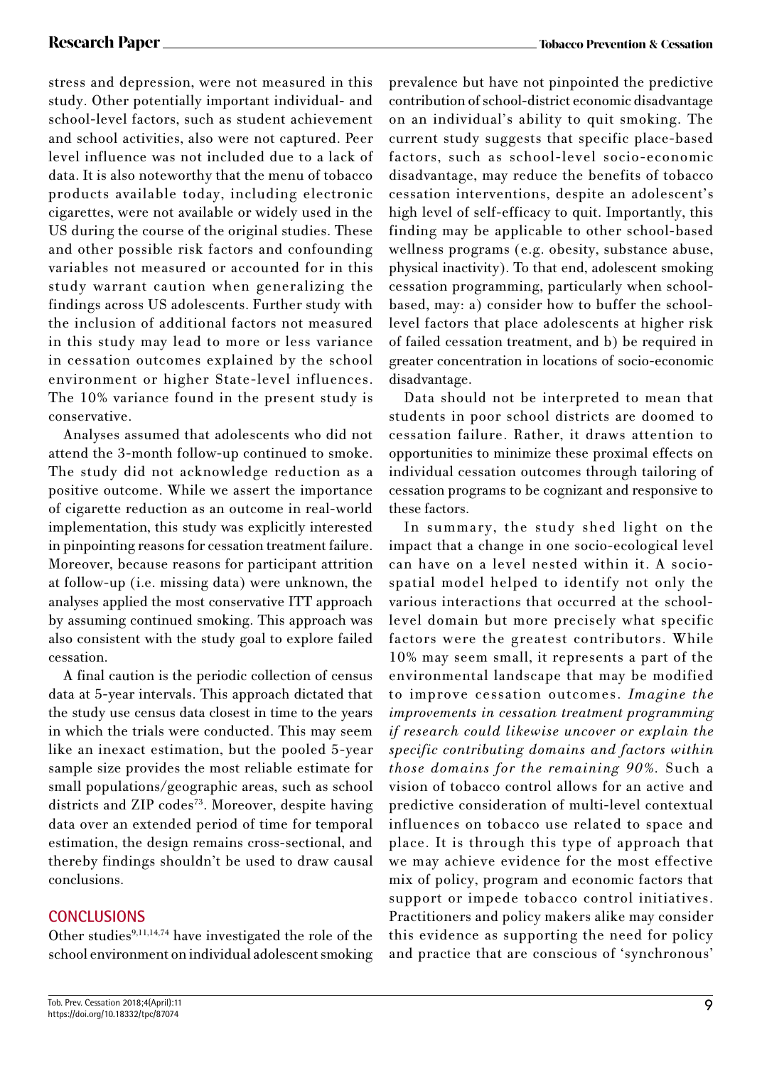stress and depression, were not measured in this study. Other potentially important individual- and school-level factors, such as student achievement and school activities, also were not captured. Peer level influence was not included due to a lack of data. It is also noteworthy that the menu of tobacco products available today, including electronic cigarettes, were not available or widely used in the US during the course of the original studies. These and other possible risk factors and confounding variables not measured or accounted for in this study warrant caution when generalizing the findings across US adolescents. Further study with the inclusion of additional factors not measured in this study may lead to more or less variance in cessation outcomes explained by the school environment or higher State-level influences. The 10% variance found in the present study is conservative.

Analyses assumed that adolescents who did not attend the 3-month follow-up continued to smoke. The study did not acknowledge reduction as a positive outcome. While we assert the importance of cigarette reduction as an outcome in real-world implementation, this study was explicitly interested in pinpointing reasons for cessation treatment failure. Moreover, because reasons for participant attrition at follow-up (i.e. missing data) were unknown, the analyses applied the most conservative ITT approach by assuming continued smoking. This approach was also consistent with the study goal to explore failed cessation.

A final caution is the periodic collection of census data at 5-year intervals. This approach dictated that the study use census data closest in time to the years in which the trials were conducted. This may seem like an inexact estimation, but the pooled 5-year sample size provides the most reliable estimate for small populations/geographic areas, such as school districts and ZIP codes[73]. Moreover, despite having data over an extended period of time for temporal estimation, the design remains cross-sectional, and thereby findings shouldn't be used to draw causal conclusions.

## CONCLUSIONS

Other studies[9,11,14,74] have investigated the role of the school environment on individual adolescent smoking prevalence but have not pinpointed the predictive contribution of school-district economic disadvantage on an individual's ability to quit smoking. The current study suggests that specific place-based factors, such as school-level socio-economic disadvantage, may reduce the benefits of tobacco cessation interventions, despite an adolescent's high level of self-efficacy to quit. Importantly, this finding may be applicable to other school-based wellness programs (e.g. obesity, substance abuse, physical inactivity). To that end, adolescent smoking cessation programming, particularly when school-based, may: a) consider how to buffer the school-level factors that place adolescents at higher risk of failed cessation treatment, and b) be required in greater concentration in locations of socio-economic disadvantage.

Data should not be interpreted to mean that students in poor school districts are doomed to cessation failure. Rather, it draws attention to opportunities to minimize these proximal effects on individual cessation outcomes through tailoring of cessation programs to be cognizant and responsive to these factors.

In summary, the study shed light on the impact that a change in one socio-ecological level can have on a level nested within it. A socio-spatial model helped to identify not only the various interactions that occurred at the school-level domain but more precisely what specific factors were the greatest contributors. While 10% may seem small, it represents a part of the environmental landscape that may be modified to improve cessation outcomes. *Imagine the improvements in cessation treatment programming if research could likewise uncover or explain the specific contributing domains and factors within those domains for the remaining 90%.* Such a vision of tobacco control allows for an active and predictive consideration of multi-level contextual influences on tobacco use related to space and place. It is through this type of approach that we may achieve evidence for the most effective mix of policy, program and economic factors that support or impede tobacco control initiatives. Practitioners and policy makers alike may consider this evidence as supporting the need for policy and practice that are conscious of 'synchronous'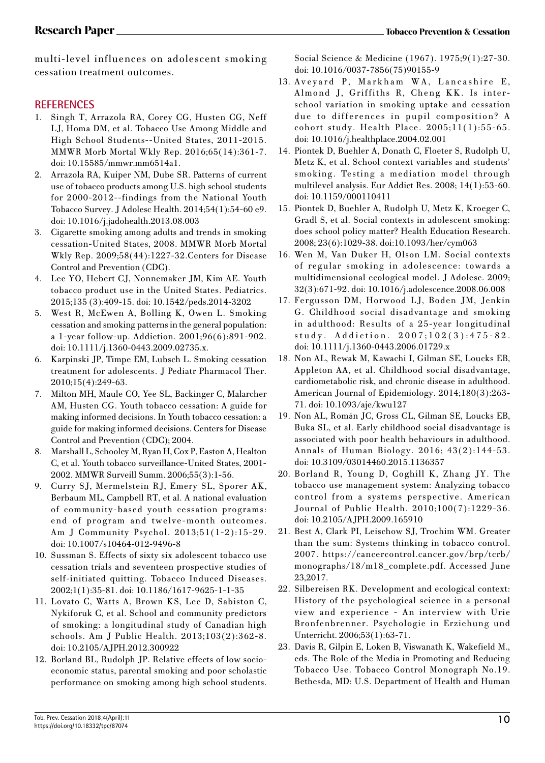multi-level influences on adolescent smoking cessation treatment outcomes.

## REFERENCES

1. Singh T, Arrazola RA, Corey CG, Husten CG, Neff LJ, Homa DM, et al. Tobacco Use Among Middle and High School Students--United States, 2011-2015. MMWR Morb Mortal Wkly Rep. 2016;65(14):361-7. doi: 10.15585/mmwr.mm6514a1.
2. Arrazola RA, Kuiper NM, Dube SR. Patterns of current use of tobacco products among U.S. high school students for 2000-2012--findings from the National Youth Tobacco Survey. J Adolesc Health. 2014;54(1):54-60 e9. doi: 10.1016/j.jadohealth.2013.08.003
3. Cigarette smoking among adults and trends in smoking cessation-United States, 2008. MMWR Morb Mortal Wkly Rep. 2009;58(44):1227-32.Centers for Disease Control and Prevention (CDC).
4. Lee YO, Hebert CJ, Nonnemaker JM, Kim AE. Youth tobacco product use in the United States. Pediatrics. 2015;135 (3):409-15. doi: 10.1542/peds.2014-3202
5. West R, McEwen A, Bolling K, Owen L. Smoking cessation and smoking patterns in the general population: a 1-year follow-up. Addiction. 2001;96(6):891-902. doi: 10.1111/j.1360-0443.2009.02735.x.
6. Karpinski JP, Timpe EM, Lubsch L. Smoking cessation treatment for adolescents. J Pediatr Pharmacol Ther. 2010;15(4):249-63.
7. Milton MH, Maule CO, Yee SL, Backinger C, Malarcher AM, Husten CG. Youth tobacco cessation: A guide for making informed decisions. In Youth tobacco cessation: a guide for making informed decisions. Centers for Disease Control and Prevention (CDC); 2004.
8. Marshall L, Schooley M, Ryan H, Cox P, Easton A, Healton C, et al. Youth tobacco surveillance-United States, 2001-2002. MMWR Surveill Summ. 2006;55(3):1-56.
9. Curry SJ, Mermelstein RJ, Emery SL, Sporer AK, Berbaum ML, Campbell RT, et al. A national evaluation of community-based youth cessation programs: end of program and twelve-month outcomes. Am J Community Psychol. 2013;51(1-2):15-29. doi: 10.1007/s10464-012-9496-8
10. Sussman S. Effects of sixty six adolescent tobacco use cessation trials and seventeen prospective studies of self-initiated quitting. Tobacco Induced Diseases. 2002;1(1):35-81. doi: 10.1186/1617-9625-1-1-35
11. Lovato C, Watts A, Brown KS, Lee D, Sabiston C, Nykiforuk C, et al. School and community predictors of smoking: a longitudinal study of Canadian high schools. Am J Public Health. 2013;103(2):362-8. doi: 10.2105/AJPH.2012.300922
12. Borland BL, Rudolph JP. Relative effects of low socio-economic status, parental smoking and poor scholastic performance on smoking among high school students. Social Science & Medicine (1967). 1975;9(1):27-30. doi: 10.1016/0037-7856(75)90155-9
13. Aveyard P, Markham WA, Lancashire E, Almond J, Griffiths R, Cheng KK. Is inter-school variation in smoking uptake and cessation due to differences in pupil composition? A cohort study. Health Place. 2005;11(1):55-65. doi: 10.1016/j.healthplace.2004.02.001
14. Piontek D, Buehler A, Donath C, Floeter S, Rudolph U, Metz K, et al. School context variables and students' smoking. Testing a mediation model through multilevel analysis. Eur Addict Res. 2008; 14(1):53-60. doi: 10.1159/000110411
15. Piontek D, Buehler A, Rudolph U, Metz K, Kroeger C, Gradl S, et al. Social contexts in adolescent smoking: does school policy matter? Health Education Research. 2008; 23(6):1029-38. doi:10.1093/her/cym063
16. Wen M, Van Duker H, Olson LM. Social contexts of regular smoking in adolescence: towards a multidimensional ecological model. J Adolesc. 2009; 32(3):671-92. doi: 10.1016/j.adolescence.2008.06.008
17. Fergusson DM, Horwood LJ, Boden JM, Jenkin G. Childhood social disadvantage and smoking in adulthood: Results of a 25-year longitudinal study. Addiction. 2007;102(3):475-82. doi: 10.1111/j.1360-0443.2006.01729.x
18. Non AL, Rewak M, Kawachi I, Gilman SE, Loucks EB, Appleton AA, et al. Childhood social disadvantage, cardiometabolic risk, and chronic disease in adulthood. American Journal of Epidemiology. 2014;180(3):263-71. doi: 10.1093/aje/kwu127
19. Non AL, Román JC, Gross CL, Gilman SE, Loucks EB, Buka SL, et al. Early childhood social disadvantage is associated with poor health behaviours in adulthood. Annals of Human Biology. 2016; 43(2):144-53. doi: 10.3109/03014460.2015.1136357
20. Borland R, Young D, Coghill K, Zhang JY. The tobacco use management system: Analyzing tobacco control from a systems perspective. American Journal of Public Health. 2010;100(7):1229-36. doi: 10.2105/AJPH.2009.165910
21. Best A, Clark PI, Leischow SJ, Trochim WM. Greater than the sum: Systems thinking in tobacco control. 2007. https://cancercontrol.cancer.gov/brp/tcrb/monographs/18/m18_complete.pdf. Accessed June 23,2017.
22. Silbereisen RK. Development and ecological context: History of the psychological science in a personal view and experience - An interview with Urie Bronfenbrenner. Psychologie in Erziehung und Unterricht. 2006;53(1):63-71.
23. Davis R, Gilpin E, Loken B, Viswanath K, Wakefield M., eds. The Role of the Media in Promoting and Reducing Tobacco Use. Tobacco Control Monograph No.19. Bethesda, MD: U.S. Department of Health and Human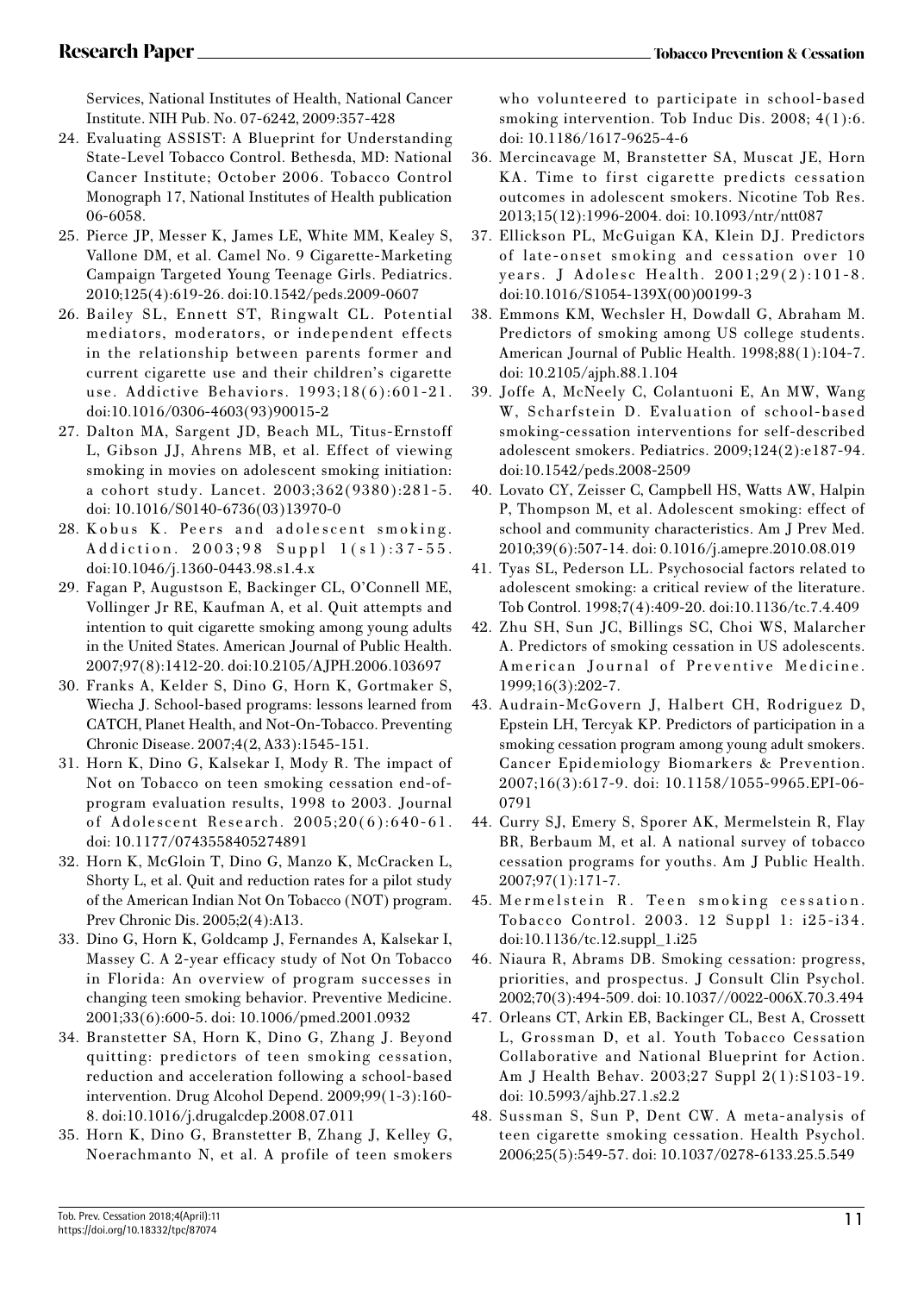Services, National Institutes of Health, National Cancer Institute. NIH Pub. No. 07-6242, 2009:357-428

24. Evaluating ASSIST: A Blueprint for Understanding State-Level Tobacco Control. Bethesda, MD: National Cancer Institute; October 2006. Tobacco Control Monograph 17, National Institutes of Health publication 06-6058.
25. Pierce JP, Messer K, James LE, White MM, Kealey S, Vallone DM, et al. Camel No. 9 Cigarette-Marketing Campaign Targeted Young Teenage Girls. Pediatrics. 2010;125(4):619-26. doi:10.1542/peds.2009-0607
26. Bailey SL, Ennett ST, Ringwalt CL. Potential mediators, moderators, or independent effects in the relationship between parents former and current cigarette use and their children's cigarette use. Addictive Behaviors. 1993;18(6):601-21. doi:10.1016/0306-4603(93)90015-2
27. Dalton MA, Sargent JD, Beach ML, Titus-Ernstoff L, Gibson JJ, Ahrens MB, et al. Effect of viewing smoking in movies on adolescent smoking initiation: a cohort study. Lancet. 2003;362(9380):281-5. doi: 10.1016/S0140-6736(03)13970-0
28. Kobus K. Peers and adolescent smoking. Addiction. 2003;98 Suppl 1(s1):37-55. doi:10.1046/j.1360-0443.98.s1.4.x
29. Fagan P, Augustson E, Backinger CL, O'Connell ME, Vollinger Jr RE, Kaufman A, et al. Quit attempts and intention to quit cigarette smoking among young adults in the United States. American Journal of Public Health. 2007;97(8):1412-20. doi:10.2105/AJPH.2006.103697
30. Franks A, Kelder S, Dino G, Horn K, Gortmaker S, Wiecha J. School-based programs: lessons learned from CATCH, Planet Health, and Not-On-Tobacco. Preventing Chronic Disease. 2007;4(2, A33):1545-151.
31. Horn K, Dino G, Kalsekar I, Mody R. The impact of Not on Tobacco on teen smoking cessation end-of-program evaluation results, 1998 to 2003. Journal of Adolescent Research. 2005;20(6):640-61. doi: 10.1177/0743558405274891
32. Horn K, McGloin T, Dino G, Manzo K, McCracken L, Shorty L, et al. Quit and reduction rates for a pilot study of the American Indian Not On Tobacco (NOT) program. Prev Chronic Dis. 2005;2(4):A13.
33. Dino G, Horn K, Goldcamp J, Fernandes A, Kalsekar I, Massey C. A 2-year efficacy study of Not On Tobacco in Florida: An overview of program successes in changing teen smoking behavior. Preventive Medicine. 2001;33(6):600-5. doi: 10.1006/pmed.2001.0932
34. Branstetter SA, Horn K, Dino G, Zhang J. Beyond quitting: predictors of teen smoking cessation, reduction and acceleration following a school-based intervention. Drug Alcohol Depend. 2009;99(1-3):160-8. doi:10.1016/j.drugalcdep.2008.07.011
35. Horn K, Dino G, Branstetter B, Zhang J, Kelley G, Noerachmanto N, et al. A profile of teen smokers who volunteered to participate in school-based smoking intervention. Tob Induc Dis. 2008; 4(1):6. doi: 10.1186/1617-9625-4-6
36. Mercincavage M, Branstetter SA, Muscat JE, Horn KA. Time to first cigarette predicts cessation outcomes in adolescent smokers. Nicotine Tob Res. 2013;15(12):1996-2004. doi: 10.1093/ntr/ntt087
37. Ellickson PL, McGuigan KA, Klein DJ. Predictors of late-onset smoking and cessation over 10 years. J Adolesc Health. 2001;29(2):101-8. doi:10.1016/S1054-139X(00)00199-3
38. Emmons KM, Wechsler H, Dowdall G, Abraham M. Predictors of smoking among US college students. American Journal of Public Health. 1998;88(1):104-7. doi: 10.2105/ajph.88.1.104
39. Joffe A, McNeely C, Colantuoni E, An MW, Wang W, Scharfstein D. Evaluation of school-based smoking-cessation interventions for self-described adolescent smokers. Pediatrics. 2009;124(2):e187-94. doi:10.1542/peds.2008-2509
40. Lovato CY, Zeisser C, Campbell HS, Watts AW, Halpin P, Thompson M, et al. Adolescent smoking: effect of school and community characteristics. Am J Prev Med. 2010;39(6):507-14. doi: 0.1016/j.amepre.2010.08.019
41. Tyas SL, Pederson LL. Psychosocial factors related to adolescent smoking: a critical review of the literature. Tob Control. 1998;7(4):409-20. doi:10.1136/tc.7.4.409
42. Zhu SH, Sun JC, Billings SC, Choi WS, Malarcher A. Predictors of smoking cessation in US adolescents. American Journal of Preventive Medicine. 1999;16(3):202-7.
43. Audrain-McGovern J, Halbert CH, Rodriguez D, Epstein LH, Tercyak KP. Predictors of participation in a smoking cessation program among young adult smokers. Cancer Epidemiology Biomarkers & Prevention. 2007;16(3):617-9. doi: 10.1158/1055-9965.EPI-06-0791
44. Curry SJ, Emery S, Sporer AK, Mermelstein R, Flay BR, Berbaum M, et al. A national survey of tobacco cessation programs for youths. Am J Public Health. 2007;97(1):171-7.
45. Mermelstein R. Teen smoking cessation. Tobacco Control. 2003. 12 Suppl 1: i25-i34. doi:10.1136/tc.12.suppl_1.i25
46. Niaura R, Abrams DB. Smoking cessation: progress, priorities, and prospectus. J Consult Clin Psychol. 2002;70(3):494-509. doi: 10.1037//0022-006X.70.3.494
47. Orleans CT, Arkin EB, Backinger CL, Best A, Crossett L, Grossman D, et al. Youth Tobacco Cessation Collaborative and National Blueprint for Action. Am J Health Behav. 2003;27 Suppl 2(1):S103-19. doi: 10.5993/ajhb.27.1.s2.2
48. Sussman S, Sun P, Dent CW. A meta-analysis of teen cigarette smoking cessation. Health Psychol. 2006;25(5):549-57. doi: 10.1037/0278-6133.25.5.549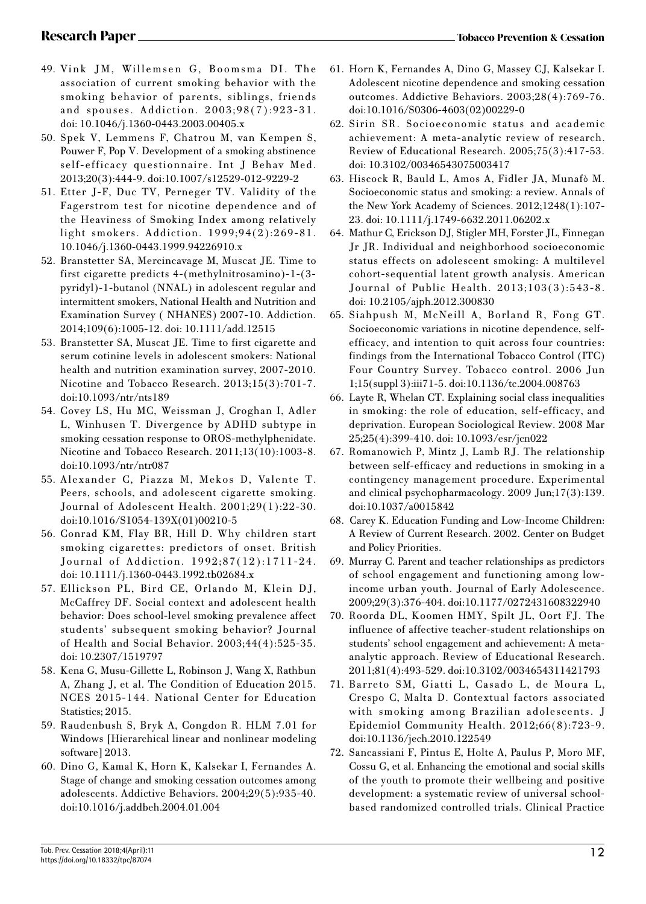49. Vink JM, Willemsen G, Boomsma DI. The association of current smoking behavior with the smoking behavior of parents, siblings, friends and spouses. Addiction. 2003;98(7):923-31. doi: 10.1046/j.1360-0443.2003.00405.x
50. Spek V, Lemmens F, Chatrou M, van Kempen S, Pouwer F, Pop V. Development of a smoking abstinence self-efficacy questionnaire. Int J Behav Med. 2013;20(3):444-9. doi:10.1007/s12529-012-9229-2
51. Etter J-F, Duc TV, Perneger TV. Validity of the Fagerstrom test for nicotine dependence and of the Heaviness of Smoking Index among relatively light smokers. Addiction. 1999;94(2):269-81. 10.1046/j.1360-0443.1999.94226910.x
52. Branstetter SA, Mercincavage M, Muscat JE. Time to first cigarette predicts 4-(methylnitrosamino)-1-(3-pyridyl)-1-butanol (NNAL) in adolescent regular and intermittent smokers, National Health and Nutrition and Examination Survey ( NHANES) 2007-10. Addiction. 2014;109(6):1005-12. doi: 10.1111/add.12515
53. Branstetter SA, Muscat JE. Time to first cigarette and serum cotinine levels in adolescent smokers: National health and nutrition examination survey, 2007-2010. Nicotine and Tobacco Research. 2013;15(3):701-7. doi:10.1093/ntr/nts189
54. Covey LS, Hu MC, Weissman J, Croghan I, Adler L, Winhusen T. Divergence by ADHD subtype in smoking cessation response to OROS-methylphenidate. Nicotine and Tobacco Research. 2011;13(10):1003-8. doi:10.1093/ntr/ntr087
55. Alexander C, Piazza M, Mekos D, Valente T. Peers, schools, and adolescent cigarette smoking. Journal of Adolescent Health. 2001;29(1):22-30. doi:10.1016/S1054-139X(01)00210-5
56. Conrad KM, Flay BR, Hill D. Why children start smoking cigarettes: predictors of onset. British Journal of Addiction. 1992;87(12):1711-24. doi: 10.1111/j.1360-0443.1992.tb02684.x
57. Ellickson PL, Bird CE, Orlando M, Klein DJ, McCaffrey DF. Social context and adolescent health behavior: Does school-level smoking prevalence affect students' subsequent smoking behavior? Journal of Health and Social Behavior. 2003;44(4):525-35. doi: 10.2307/1519797
58. Kena G, Musu-Gillette L, Robinson J, Wang X, Rathbun A, Zhang J, et al. The Condition of Education 2015. NCES 2015-144. National Center for Education Statistics; 2015.
59. Raudenbush S, Bryk A, Congdon R. HLM 7.01 for Windows [Hierarchical linear and nonlinear modeling software] 2013.
60. Dino G, Kamal K, Horn K, Kalsekar I, Fernandes A. Stage of change and smoking cessation outcomes among adolescents. Addictive Behaviors. 2004;29(5):935-40. doi:10.1016/j.addbeh.2004.01.004
61. Horn K, Fernandes A, Dino G, Massey CJ, Kalsekar I. Adolescent nicotine dependence and smoking cessation outcomes. Addictive Behaviors. 2003;28(4):769-76. doi:10.1016/S0306-4603(02)00229-0
62. Sirin SR. Socioeconomic status and academic achievement: A meta-analytic review of research. Review of Educational Research. 2005;75(3):417-53. doi: 10.3102/00346543075003417
63. Hiscock R, Bauld L, Amos A, Fidler JA, Munafò M. Socioeconomic status and smoking: a review. Annals of the New York Academy of Sciences. 2012;1248(1):107-23. doi: 10.1111/j.1749-6632.2011.06202.x
64. Mathur C, Erickson DJ, Stigler MH, Forster JL, Finnegan Jr JR. Individual and neighborhood socioeconomic status effects on adolescent smoking: A multilevel cohort-sequential latent growth analysis. American Journal of Public Health. 2013;103(3):543-8. doi: 10.2105/ajph.2012.300830
65. Siahpush M, McNeill A, Borland R, Fong GT. Socioeconomic variations in nicotine dependence, self-efficacy, and intention to quit across four countries: findings from the International Tobacco Control (ITC) Four Country Survey. Tobacco control. 2006 Jun 1;15(suppl 3):iii71-5. doi:10.1136/tc.2004.008763
66. Layte R, Whelan CT. Explaining social class inequalities in smoking: the role of education, self-efficacy, and deprivation. European Sociological Review. 2008 Mar 25;25(4):399-410. doi: 10.1093/esr/jcn022
67. Romanowich P, Mintz J, Lamb RJ. The relationship between self-efficacy and reductions in smoking in a contingency management procedure. Experimental and clinical psychopharmacology. 2009 Jun;17(3):139. doi:10.1037/a0015842
68. Carey K. Education Funding and Low-Income Children: A Review of Current Research. 2002. Center on Budget and Policy Priorities.
69. Murray C. Parent and teacher relationships as predictors of school engagement and functioning among low-income urban youth. Journal of Early Adolescence. 2009;29(3):376-404. doi:10.1177/0272431608322940
70. Roorda DL, Koomen HMY, Spilt JL, Oort FJ. The influence of affective teacher-student relationships on students' school engagement and achievement: A meta-analytic approach. Review of Educational Research. 2011;81(4):493-529. doi:10.3102/0034654311421793
71. Barreto SM, Giatti L, Casado L, de Moura L, Crespo C, Malta D. Contextual factors associated with smoking among Brazilian adolescents. J Epidemiol Community Health. 2012;66(8):723-9. doi:10.1136/jech.2010.122549
72. Sancassiani F, Pintus E, Holte A, Paulus P, Moro MF, Cossu G, et al. Enhancing the emotional and social skills of the youth to promote their wellbeing and positive development: a systematic review of universal school-based randomized controlled trials. Clinical Practice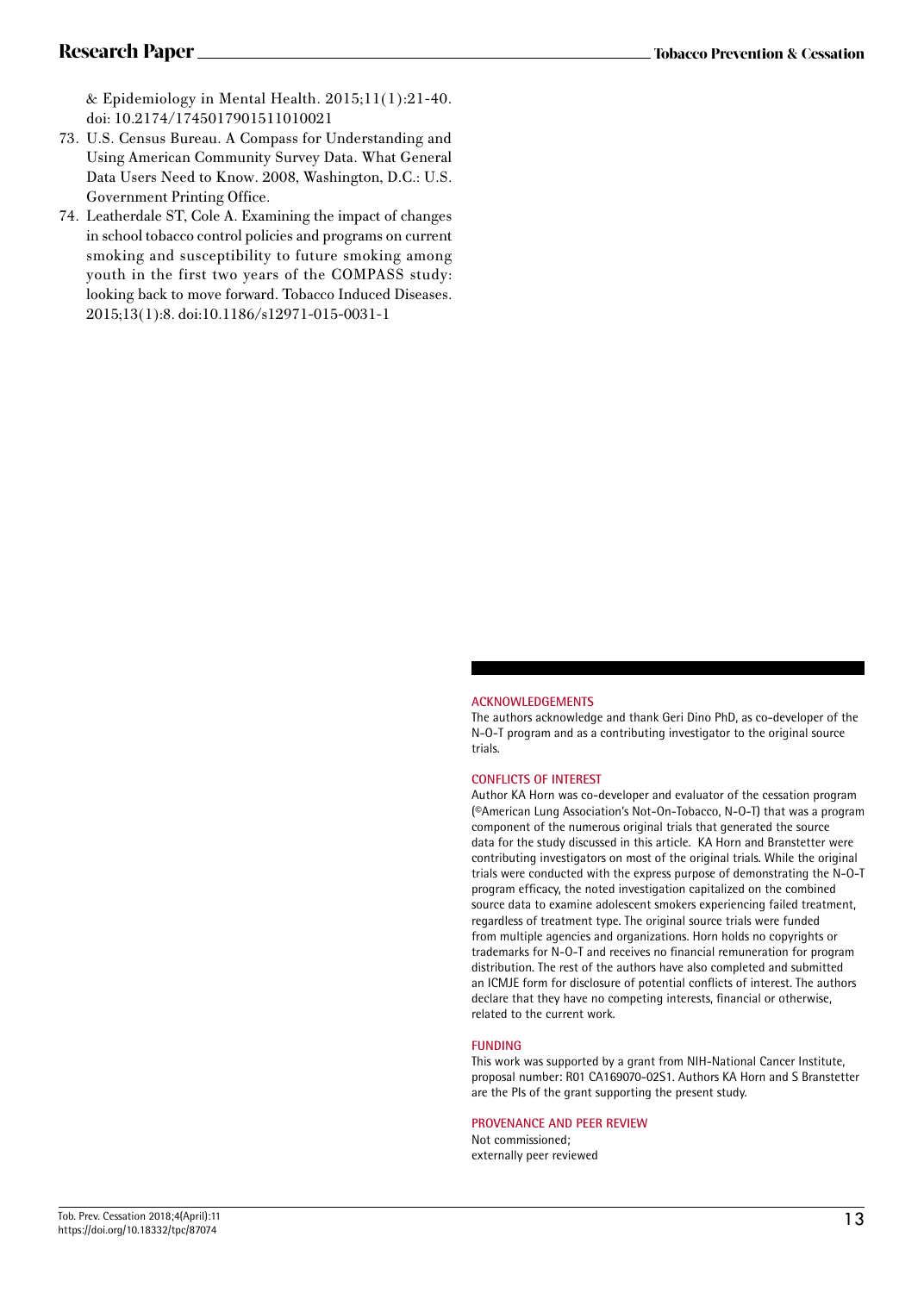& Epidemiology in Mental Health. 2015;11(1):21-40. doi: 10.2174/1745017901511010021

73. U.S. Census Bureau. A Compass for Understanding and Using American Community Survey Data. What General Data Users Need to Know. 2008, Washington, D.C.: U.S. Government Printing Office.
74. Leatherdale ST, Cole A. Examining the impact of changes in school tobacco control policies and programs on current smoking and susceptibility to future smoking among youth in the first two years of the COMPASS study: looking back to move forward. Tobacco Induced Diseases. 2015;13(1):8. doi:10.1186/s12971-015-0031-1

## ACKNOWLEDGEMENTS

The authors acknowledge and thank Geri Dino PhD, as co-developer of the N-O-T program and as a contributing investigator to the original source trials.

## CONFLICTS OF INTEREST

Author KA Horn was co-developer and evaluator of the cessation program (©American Lung Association's Not-On-Tobacco, N-O-T) that was a program component of the numerous original trials that generated the source data for the study discussed in this article. KA Horn and Branstetter were contributing investigators on most of the original trials. While the original trials were conducted with the express purpose of demonstrating the N-O-T program efficacy, the noted investigation capitalized on the combined source data to examine adolescent smokers experiencing failed treatment, regardless of treatment type. The original source trials were funded from multiple agencies and organizations. Horn holds no copyrights or trademarks for N-O-T and receives no financial remuneration for program distribution. The rest of the authors have also completed and submitted an ICMJE form for disclosure of potential conflicts of interest. The authors declare that they have no competing interests, financial or otherwise, related to the current work.

## FUNDING

This work was supported by a grant from NIH-National Cancer Institute, proposal number: R01 CA169070-02S1. Authors KA Horn and S Branstetter are the PIs of the grant supporting the present study.

## PROVENANCE AND PEER REVIEW

Not commissioned;
externally peer reviewed